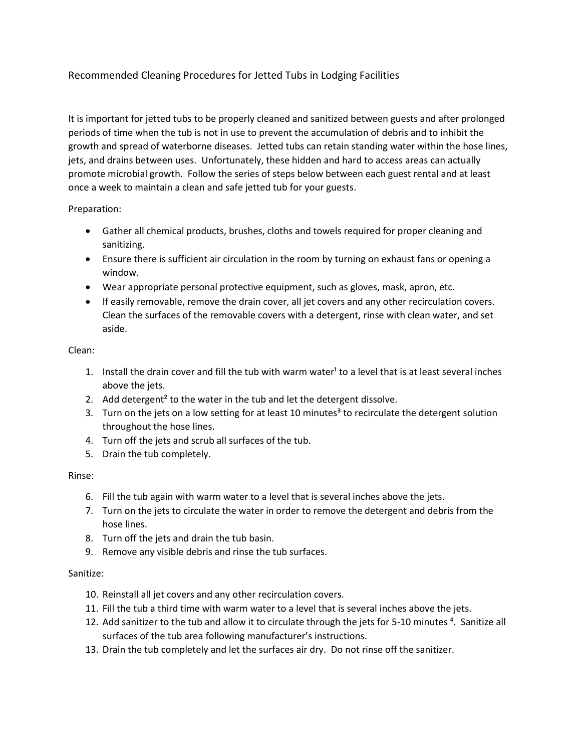# Recommended Cleaning Procedures for Jetted Tubs in Lodging Facilities

It is important for jetted tubs to be properly cleaned and sanitized between guests and after prolonged periods of time when the tub is not in use to prevent the accumulation of debris and to inhibit the growth and spread of waterborne diseases. Jetted tubs can retain standing water within the hose lines, jets, and drains between uses. Unfortunately, these hidden and hard to access areas can actually promote microbial growth. Follow the series of steps below between each guest rental and at least once a week to maintain a clean and safe jetted tub for your guests.

Preparation:

- Gather all chemical products, brushes, cloths and towels required for proper cleaning and sanitizing.
- Ensure there is sufficient air circulation in the room by turning on exhaust fans or opening a window.
- Wear appropriate personal protective equipment, such as gloves, mask, apron, etc.
- If easily removable, remove the drain cover, all jet covers and any other recirculation covers. Clean the surfaces of the removable covers with a detergent, rinse with clean water, and set aside.

Clean:

1. Install the drain cover and fill the tub with warm water[1] to a level that is at least several inches above the jets.
2. Add detergent[2] to the water in the tub and let the detergent dissolve.
3. Turn on the jets on a low setting for at least 10 minutes[3] to recirculate the detergent solution throughout the hose lines.
4. Turn off the jets and scrub all surfaces of the tub.
5. Drain the tub completely.

Rinse:

6. Fill the tub again with warm water to a level that is several inches above the jets.
7. Turn on the jets to circulate the water in order to remove the detergent and debris from the hose lines.
8. Turn off the jets and drain the tub basin.
9. Remove any visible debris and rinse the tub surfaces.

Sanitize:

10. Reinstall all jet covers and any other recirculation covers.
11. Fill the tub a third time with warm water to a level that is several inches above the jets.
12. Add sanitizer to the tub and allow it to circulate through the jets for 5-10 minutes [4]. Sanitize all surfaces of the tub area following manufacturer's instructions.
13. Drain the tub completely and let the surfaces air dry. Do not rinse off the sanitizer.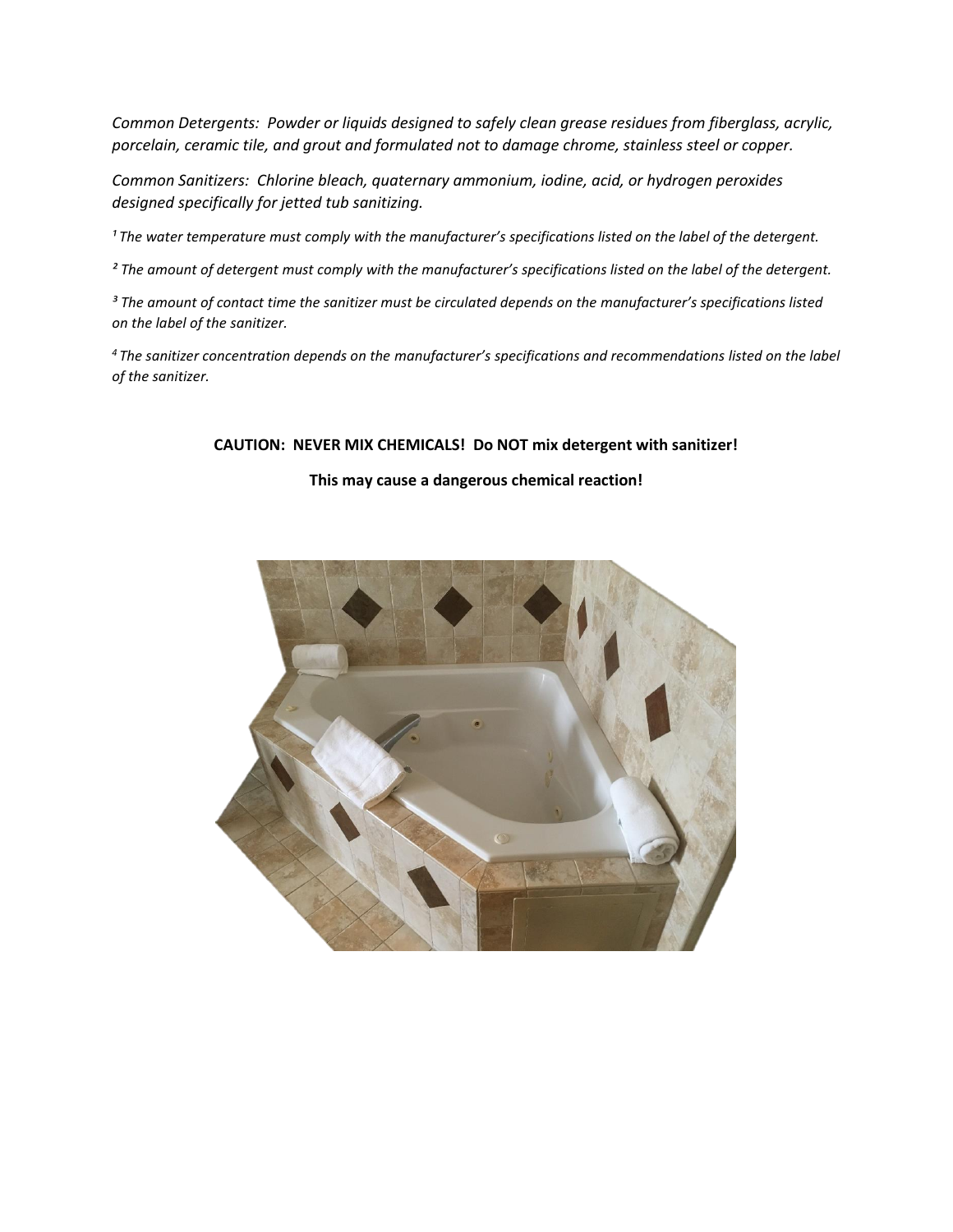*Common Detergents: Powder or liquids designed to safely clean grease residues from fiberglass, acrylic, porcelain, ceramic tile, and grout and formulated not to damage chrome, stainless steel or copper.*

*Common Sanitizers: Chlorine bleach, quaternary ammonium, iodine, acid, or hydrogen peroxides designed specifically for jetted tub sanitizing.*

*[1] The water temperature must comply with the manufacturer's specifications listed on the label of the detergent.*

*[2] The amount of detergent must comply with the manufacturer's specifications listed on the label of the detergent.*

*[3] The amount of contact time the sanitizer must be circulated depends on the manufacturer's specifications listed on the label of the sanitizer.*

*[4] The sanitizer concentration depends on the manufacturer's specifications and recommendations listed on the label of the sanitizer.*

**CAUTION: NEVER MIX CHEMICALS! Do NOT mix detergent with sanitizer!**

**This may cause a dangerous chemical reaction!**